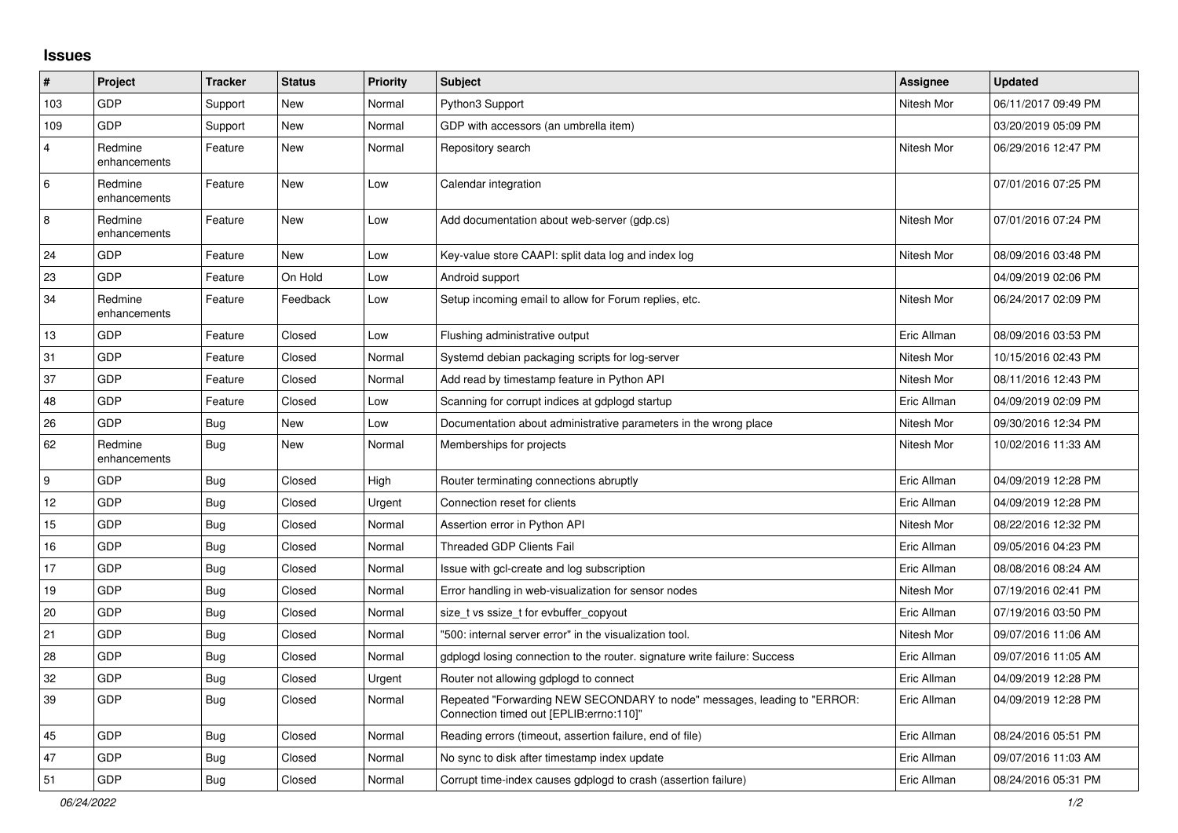## Issues

| # | Project | Tracker | Status | Priority | Subject | Assignee | Updated |
|---|---|---|---|---|---|---|---|
| 103 | GDP | Support | New | Normal | Python3 Support | Nitesh Mor | 06/11/2017 09:49 PM |
| 109 | GDP | Support | New | Normal | GDP with accessors (an umbrella item) | | 03/20/2019 05:09 PM |
| 4 | Redmine enhancements | Feature | New | Normal | Repository search | Nitesh Mor | 06/29/2016 12:47 PM |
| 6 | Redmine enhancements | Feature | New | Low | Calendar integration | | 07/01/2016 07:25 PM |
| 8 | Redmine enhancements | Feature | New | Low | Add documentation about web-server (gdp.cs) | Nitesh Mor | 07/01/2016 07:24 PM |
| 24 | GDP | Feature | New | Low | Key-value store CAAPI: split data log and index log | Nitesh Mor | 08/09/2016 03:48 PM |
| 23 | GDP | Feature | On Hold | Low | Android support | | 04/09/2019 02:06 PM |
| 34 | Redmine enhancements | Feature | Feedback | Low | Setup incoming email to allow for Forum replies, etc. | Nitesh Mor | 06/24/2017 02:09 PM |
| 13 | GDP | Feature | Closed | Low | Flushing administrative output | Eric Allman | 08/09/2016 03:53 PM |
| 31 | GDP | Feature | Closed | Normal | Systemd debian packaging scripts for log-server | Nitesh Mor | 10/15/2016 02:43 PM |
| 37 | GDP | Feature | Closed | Normal | Add read by timestamp feature in Python API | Nitesh Mor | 08/11/2016 12:43 PM |
| 48 | GDP | Feature | Closed | Low | Scanning for corrupt indices at gdplogd startup | Eric Allman | 04/09/2019 02:09 PM |
| 26 | GDP | Bug | New | Low | Documentation about administrative parameters in the wrong place | Nitesh Mor | 09/30/2016 12:34 PM |
| 62 | Redmine enhancements | Bug | New | Normal | Memberships for projects | Nitesh Mor | 10/02/2016 11:33 AM |
| 9 | GDP | Bug | Closed | High | Router terminating connections abruptly | Eric Allman | 04/09/2019 12:28 PM |
| 12 | GDP | Bug | Closed | Urgent | Connection reset for clients | Eric Allman | 04/09/2019 12:28 PM |
| 15 | GDP | Bug | Closed | Normal | Assertion error in Python API | Nitesh Mor | 08/22/2016 12:32 PM |
| 16 | GDP | Bug | Closed | Normal | Threaded GDP Clients Fail | Eric Allman | 09/05/2016 04:23 PM |
| 17 | GDP | Bug | Closed | Normal | Issue with gcl-create and log subscription | Eric Allman | 08/08/2016 08:24 AM |
| 19 | GDP | Bug | Closed | Normal | Error handling in web-visualization for sensor nodes | Nitesh Mor | 07/19/2016 02:41 PM |
| 20 | GDP | Bug | Closed | Normal | size_t vs ssize_t for evbuffer_copyout | Eric Allman | 07/19/2016 03:50 PM |
| 21 | GDP | Bug | Closed | Normal | "500: internal server error" in the visualization tool. | Nitesh Mor | 09/07/2016 11:06 AM |
| 28 | GDP | Bug | Closed | Normal | gdplogd losing connection to the router. signature write failure: Success | Eric Allman | 09/07/2016 11:05 AM |
| 32 | GDP | Bug | Closed | Urgent | Router not allowing gdplogd to connect | Eric Allman | 04/09/2019 12:28 PM |
| 39 | GDP | Bug | Closed | Normal | Repeated "Forwarding NEW SECONDARY to node" messages, leading to "ERROR: Connection timed out [EPLIB:errno:110]" | Eric Allman | 04/09/2019 12:28 PM |
| 45 | GDP | Bug | Closed | Normal | Reading errors (timeout, assertion failure, end of file) | Eric Allman | 08/24/2016 05:51 PM |
| 47 | GDP | Bug | Closed | Normal | No sync to disk after timestamp index update | Eric Allman | 09/07/2016 11:03 AM |
| 51 | GDP | Bug | Closed | Normal | Corrupt time-index causes gdplogd to crash (assertion failure) | Eric Allman | 08/24/2016 05:31 PM |

*06/24/2022*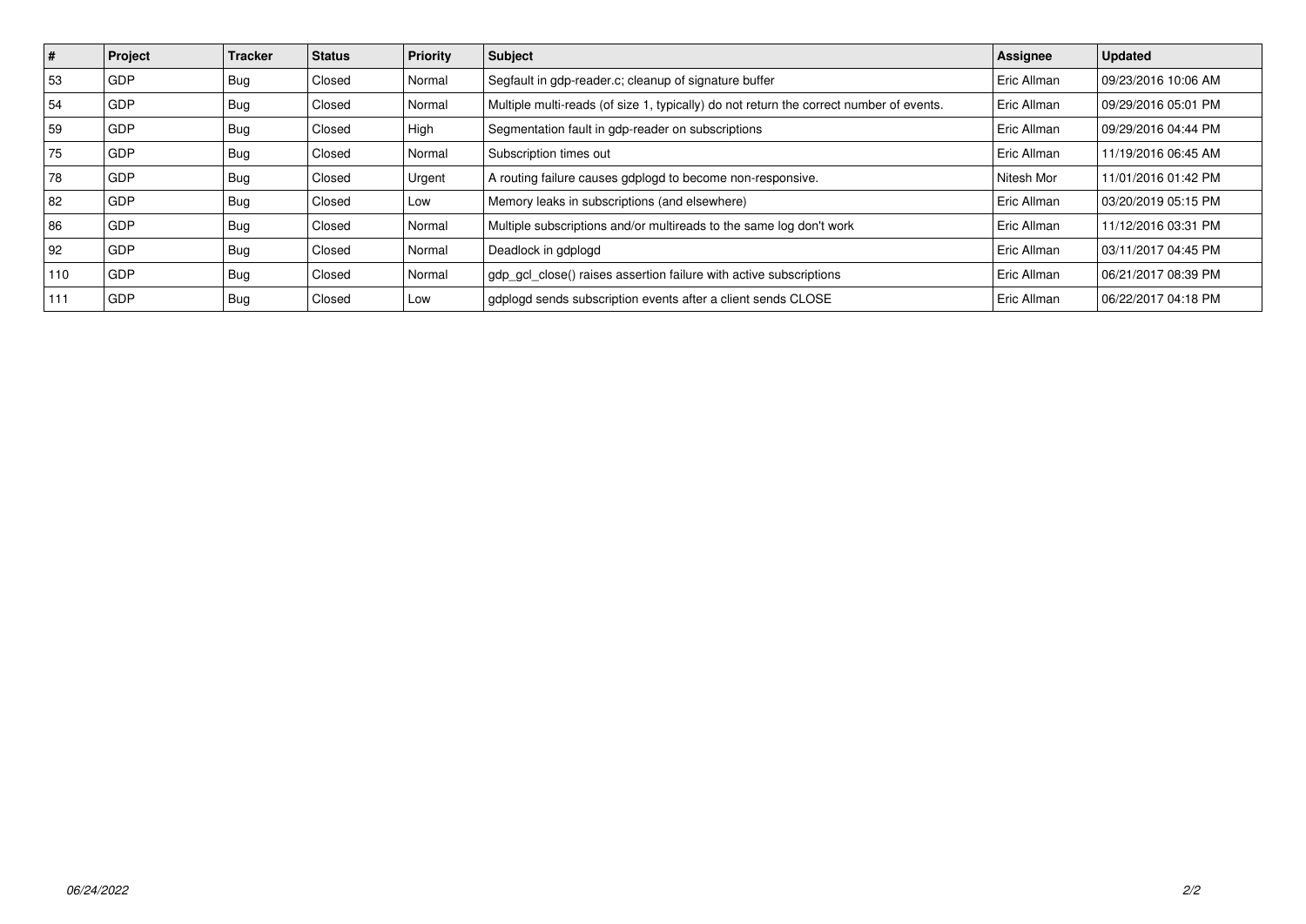| # | Project | Tracker | Status | Priority | Subject | Assignee | Updated |
|---|---|---|---|---|---|---|---|
| 53 | GDP | Bug | Closed | Normal | Segfault in gdp-reader.c; cleanup of signature buffer | Eric Allman | 09/23/2016 10:06 AM |
| 54 | GDP | Bug | Closed | Normal | Multiple multi-reads (of size 1, typically) do not return the correct number of events. | Eric Allman | 09/29/2016 05:01 PM |
| 59 | GDP | Bug | Closed | High | Segmentation fault in gdp-reader on subscriptions | Eric Allman | 09/29/2016 04:44 PM |
| 75 | GDP | Bug | Closed | Normal | Subscription times out | Eric Allman | 11/19/2016 06:45 AM |
| 78 | GDP | Bug | Closed | Urgent | A routing failure causes gdplogd to become non-responsive. | Nitesh Mor | 11/01/2016 01:42 PM |
| 82 | GDP | Bug | Closed | Low | Memory leaks in subscriptions (and elsewhere) | Eric Allman | 03/20/2019 05:15 PM |
| 86 | GDP | Bug | Closed | Normal | Multiple subscriptions and/or multireads to the same log don't work | Eric Allman | 11/12/2016 03:31 PM |
| 92 | GDP | Bug | Closed | Normal | Deadlock in gdplogd | Eric Allman | 03/11/2017 04:45 PM |
| 110 | GDP | Bug | Closed | Normal | gdp_gcl_close() raises assertion failure with active subscriptions | Eric Allman | 06/21/2017 08:39 PM |
| 111 | GDP | Bug | Closed | Low | gdplogd sends subscription events after a client sends CLOSE | Eric Allman | 06/22/2017 04:18 PM |